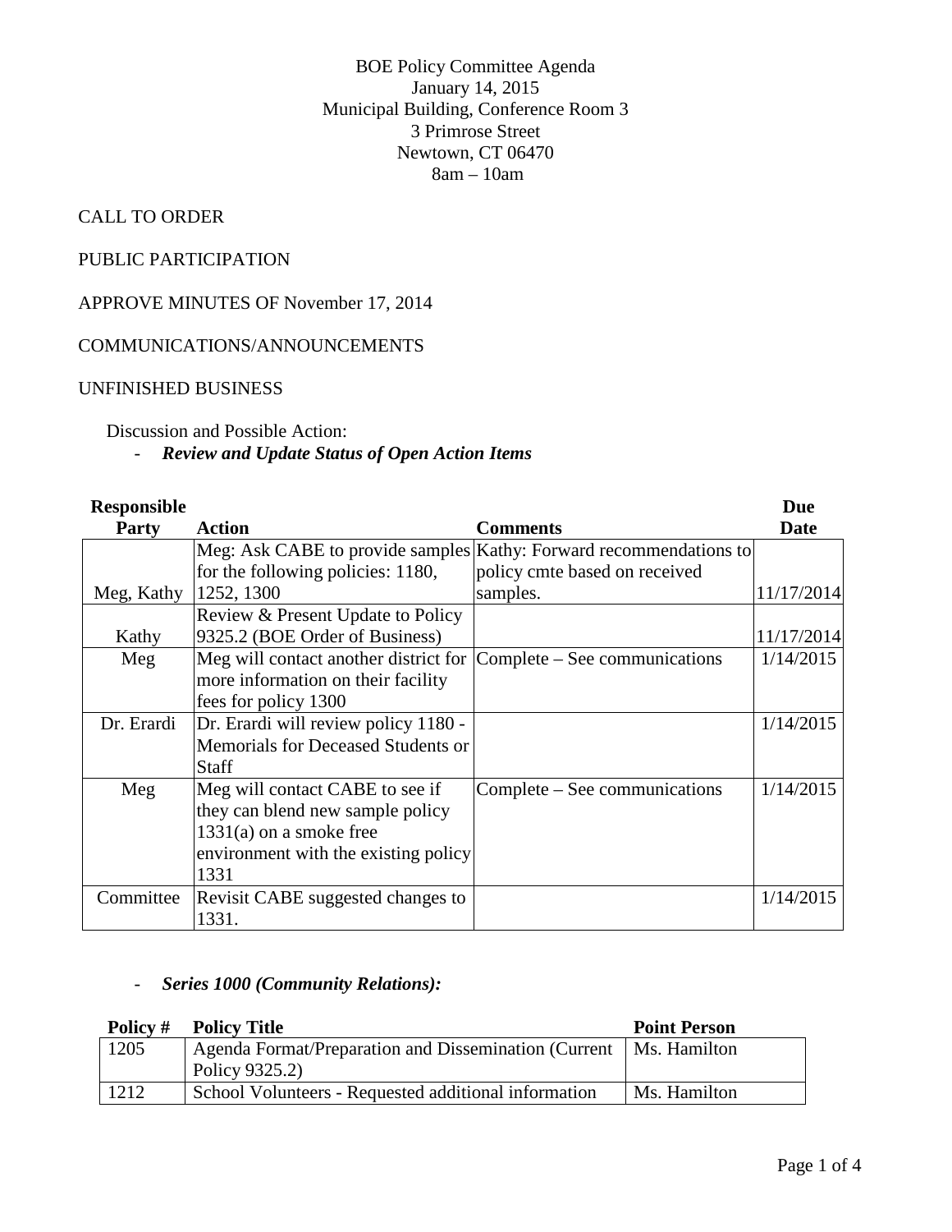BOE Policy Committee Agenda
January 14, 2015
Municipal Building, Conference Room 3
3 Primrose Street
Newtown, CT 06470
8am – 10am

CALL TO ORDER

PUBLIC PARTICIPATION

APPROVE MINUTES OF November 17, 2014

COMMUNICATIONS/ANNOUNCEMENTS

UNFINISHED BUSINESS

Discussion and Possible Action:

- ***Review and Update Status of Open Action Items***

| Responsible Party | Action | Comments | Due Date |
|---|---|---|---|
| Meg, Kathy | Meg: Ask CABE to provide samples for the following policies: 1180, 1252, 1300 | Kathy: Forward recommendations to policy cmte based on received samples. | 11/17/2014 |
| Kathy | Review & Present Update to Policy 9325.2 (BOE Order of Business) | | 11/17/2014 |
| Meg | Meg will contact another district for more information on their facility fees for policy 1300 | Complete – See communications | 1/14/2015 |
| Dr. Erardi | Dr. Erardi will review policy 1180 - Memorials for Deceased Students or Staff | | 1/14/2015 |
| Meg | Meg will contact CABE to see if they can blend new sample policy 1331(a) on a smoke free environment with the existing policy 1331 | Complete – See communications | 1/14/2015 |
| Committee | Revisit CABE suggested changes to 1331. | | 1/14/2015 |

- ***Series 1000 (Community Relations):***

| Policy # | Policy Title | Point Person |
|---|---|---|
| 1205 | Agenda Format/Preparation and Dissemination (Current Policy 9325.2) | Ms. Hamilton |
| 1212 | School Volunteers - Requested additional information | Ms. Hamilton |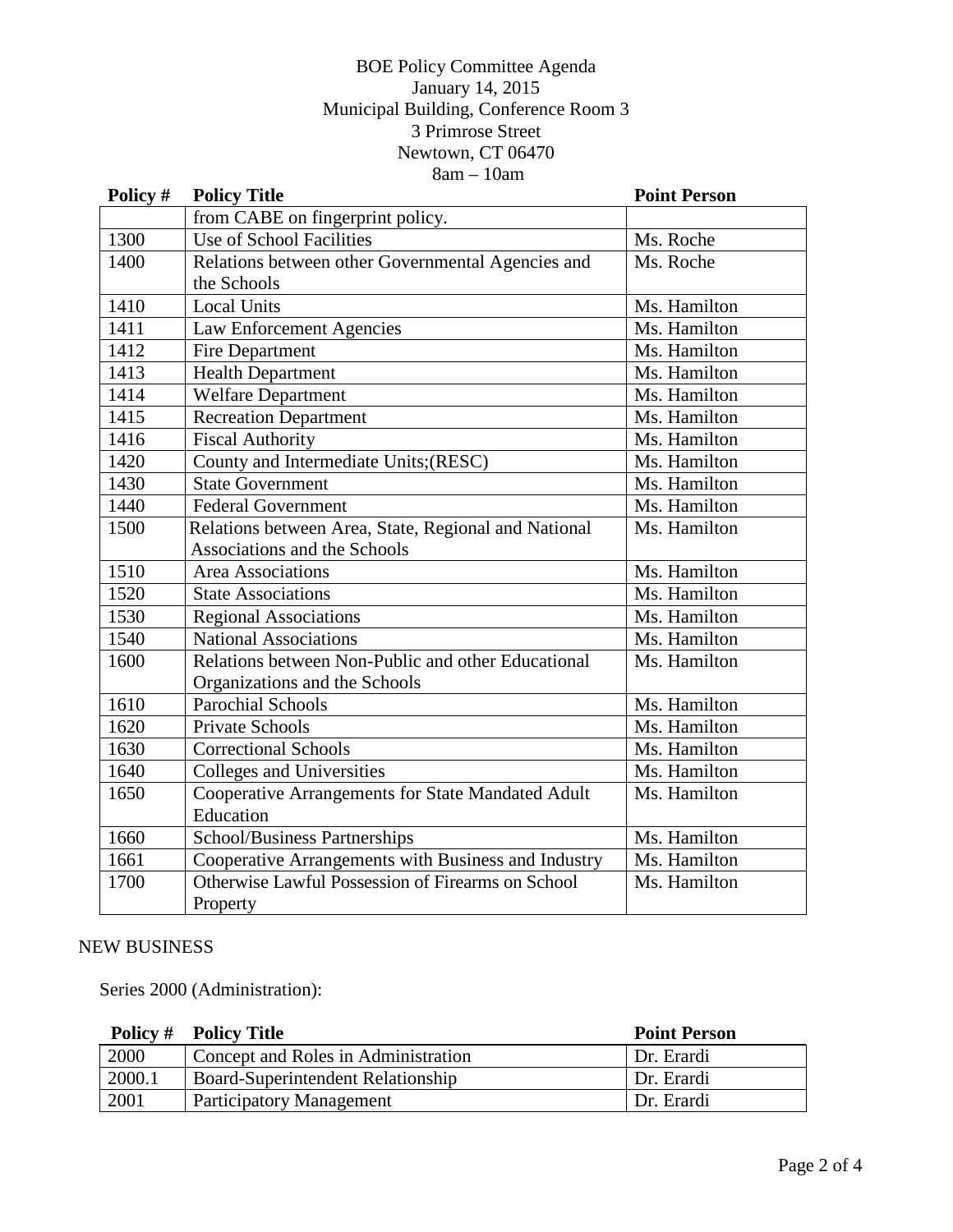BOE Policy Committee Agenda
January 14, 2015
Municipal Building, Conference Room 3
3 Primrose Street
Newtown, CT 06470
8am – 10am

| Policy # | Policy Title | Point Person |
|---|---|---|
| | from CABE on fingerprint policy. | |
| 1300 | Use of School Facilities | Ms. Roche |
| 1400 | Relations between other Governmental Agencies and the Schools | Ms. Roche |
| 1410 | Local Units | Ms. Hamilton |
| 1411 | Law Enforcement Agencies | Ms. Hamilton |
| 1412 | Fire Department | Ms. Hamilton |
| 1413 | Health Department | Ms. Hamilton |
| 1414 | Welfare Department | Ms. Hamilton |
| 1415 | Recreation Department | Ms. Hamilton |
| 1416 | Fiscal Authority | Ms. Hamilton |
| 1420 | County and Intermediate Units;(RESC) | Ms. Hamilton |
| 1430 | State Government | Ms. Hamilton |
| 1440 | Federal Government | Ms. Hamilton |
| 1500 | Relations between Area, State, Regional and National Associations and the Schools | Ms. Hamilton |
| 1510 | Area Associations | Ms. Hamilton |
| 1520 | State Associations | Ms. Hamilton |
| 1530 | Regional Associations | Ms. Hamilton |
| 1540 | National Associations | Ms. Hamilton |
| 1600 | Relations between Non-Public and other Educational Organizations and the Schools | Ms. Hamilton |
| 1610 | Parochial Schools | Ms. Hamilton |
| 1620 | Private Schools | Ms. Hamilton |
| 1630 | Correctional Schools | Ms. Hamilton |
| 1640 | Colleges and Universities | Ms. Hamilton |
| 1650 | Cooperative Arrangements for State Mandated Adult Education | Ms. Hamilton |
| 1660 | School/Business Partnerships | Ms. Hamilton |
| 1661 | Cooperative Arrangements with Business and Industry | Ms. Hamilton |
| 1700 | Otherwise Lawful Possession of Firearms on School Property | Ms. Hamilton |

NEW BUSINESS

Series 2000 (Administration):

| Policy # | Policy Title | Point Person |
|---|---|---|
| 2000 | Concept and Roles in Administration | Dr. Erardi |
| 2000.1 | Board-Superintendent Relationship | Dr. Erardi |
| 2001 | Participatory Management | Dr. Erardi |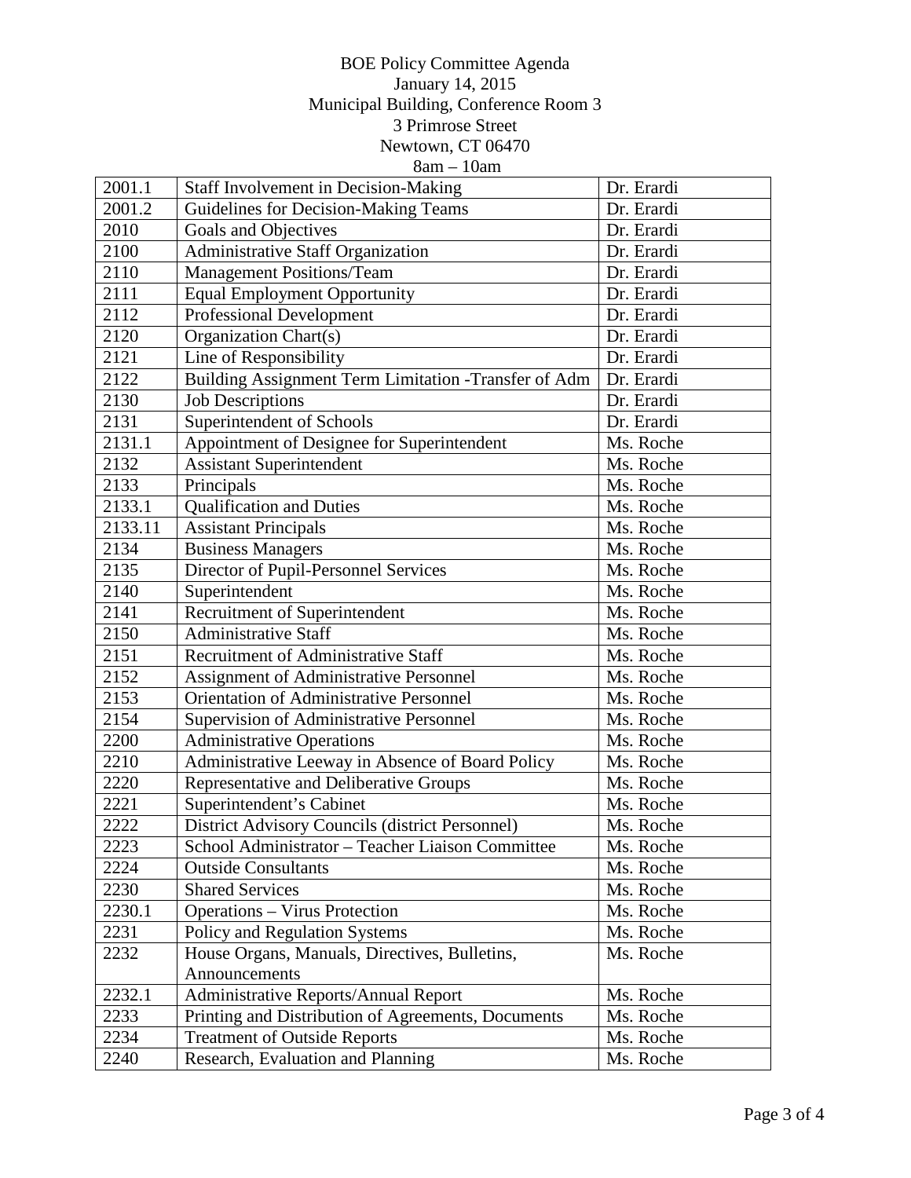BOE Policy Committee Agenda
January 14, 2015
Municipal Building, Conference Room 3
3 Primrose Street
Newtown, CT 06470
8am – 10am

| | | |
|---|---|---|
| 2001.1 | Staff Involvement in Decision-Making | Dr. Erardi |
| 2001.2 | Guidelines for Decision-Making Teams | Dr. Erardi |
| 2010 | Goals and Objectives | Dr. Erardi |
| 2100 | Administrative Staff Organization | Dr. Erardi |
| 2110 | Management Positions/Team | Dr. Erardi |
| 2111 | Equal Employment Opportunity | Dr. Erardi |
| 2112 | Professional Development | Dr. Erardi |
| 2120 | Organization Chart(s) | Dr. Erardi |
| 2121 | Line of Responsibility | Dr. Erardi |
| 2122 | Building Assignment Term Limitation -Transfer of Adm | Dr. Erardi |
| 2130 | Job Descriptions | Dr. Erardi |
| 2131 | Superintendent of Schools | Dr. Erardi |
| 2131.1 | Appointment of Designee for Superintendent | Ms. Roche |
| 2132 | Assistant Superintendent | Ms. Roche |
| 2133 | Principals | Ms. Roche |
| 2133.1 | Qualification and Duties | Ms. Roche |
| 2133.11 | Assistant Principals | Ms. Roche |
| 2134 | Business Managers | Ms. Roche |
| 2135 | Director of Pupil-Personnel Services | Ms. Roche |
| 2140 | Superintendent | Ms. Roche |
| 2141 | Recruitment of Superintendent | Ms. Roche |
| 2150 | Administrative Staff | Ms. Roche |
| 2151 | Recruitment of Administrative Staff | Ms. Roche |
| 2152 | Assignment of Administrative Personnel | Ms. Roche |
| 2153 | Orientation of Administrative Personnel | Ms. Roche |
| 2154 | Supervision of Administrative Personnel | Ms. Roche |
| 2200 | Administrative Operations | Ms. Roche |
| 2210 | Administrative Leeway in Absence of Board Policy | Ms. Roche |
| 2220 | Representative and Deliberative Groups | Ms. Roche |
| 2221 | Superintendent's Cabinet | Ms. Roche |
| 2222 | District Advisory Councils (district Personnel) | Ms. Roche |
| 2223 | School Administrator – Teacher Liaison Committee | Ms. Roche |
| 2224 | Outside Consultants | Ms. Roche |
| 2230 | Shared Services | Ms. Roche |
| 2230.1 | Operations – Virus Protection | Ms. Roche |
| 2231 | Policy and Regulation Systems | Ms. Roche |
| 2232 | House Organs, Manuals, Directives, Bulletins, Announcements | Ms. Roche |
| 2232.1 | Administrative Reports/Annual Report | Ms. Roche |
| 2233 | Printing and Distribution of Agreements, Documents | Ms. Roche |
| 2234 | Treatment of Outside Reports | Ms. Roche |
| 2240 | Research, Evaluation and Planning | Ms. Roche |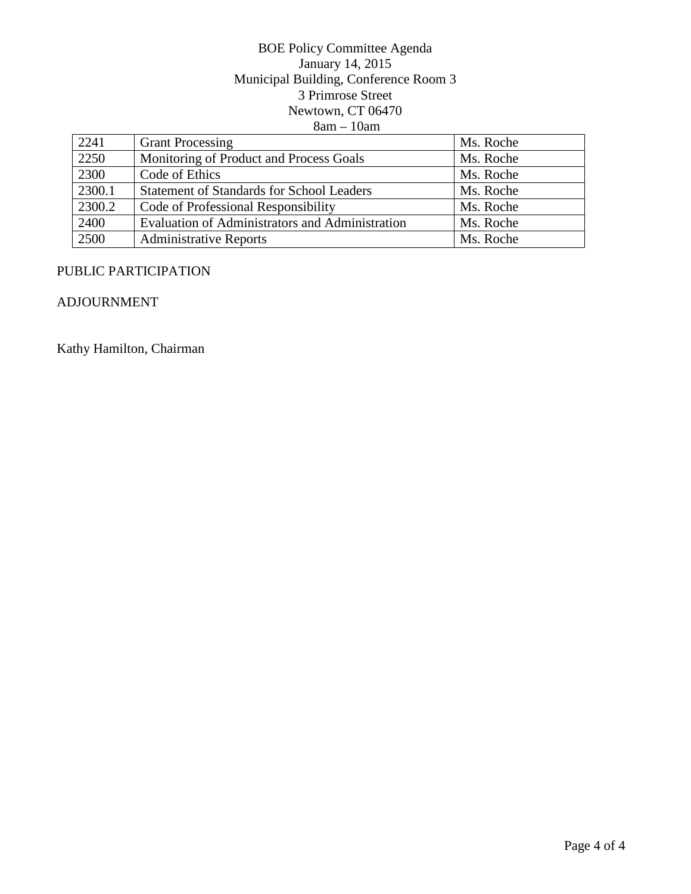BOE Policy Committee Agenda
January 14, 2015
Municipal Building, Conference Room 3
3 Primrose Street
Newtown, CT 06470
8am – 10am

| | | |
|---|---|---|
| 2241 | Grant Processing | Ms. Roche |
| 2250 | Monitoring of Product and Process Goals | Ms. Roche |
| 2300 | Code of Ethics | Ms. Roche |
| 2300.1 | Statement of Standards for School Leaders | Ms. Roche |
| 2300.2 | Code of Professional Responsibility | Ms. Roche |
| 2400 | Evaluation of Administrators and Administration | Ms. Roche |
| 2500 | Administrative Reports | Ms. Roche |

PUBLIC PARTICIPATION

ADJOURNMENT

Kathy Hamilton, Chairman